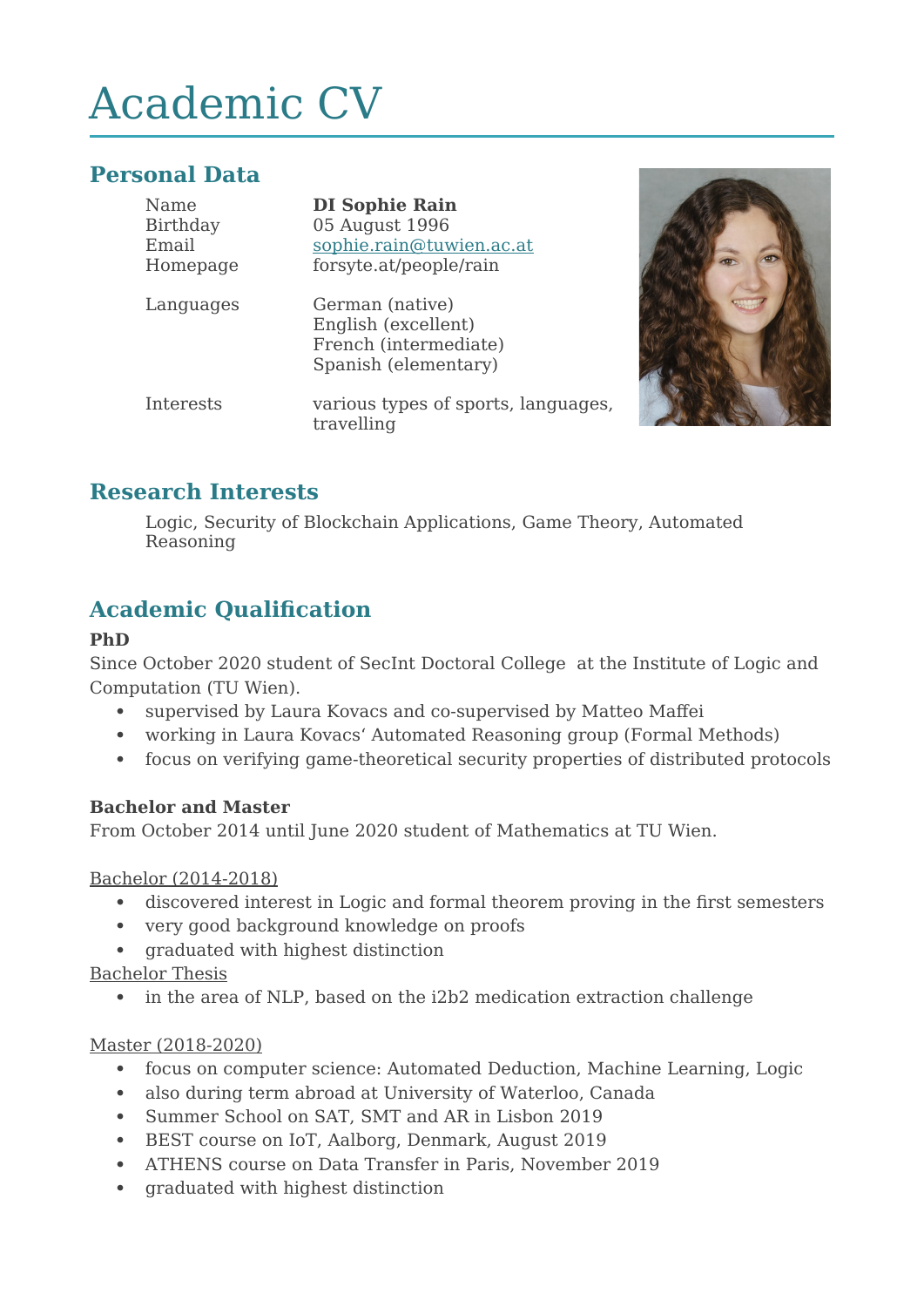# Academic CV

## Personal Data

| | |
|---|---|
| Name | **DI Sophie Rain** |
| Birthday | 05 August 1996 |
| Email | sophie.rain@tuwien.ac.at |
| Homepage | forsyte.at/people/rain |
| Languages | German (native)<br>English (excellent)<br>French (intermediate)<br>Spanish (elementary) |
| Interests | various types of sports, languages, travelling |

## Research Interests

Logic, Security of Blockchain Applications, Game Theory, Automated Reasoning

## Academic Qualification

**PhD**

Since October 2020 student of SecInt Doctoral College at the Institute of Logic and Computation (TU Wien).

- supervised by Laura Kovacs and co-supervised by Matteo Maffei
- working in Laura Kovacs' Automated Reasoning group (Formal Methods)
- focus on verifying game-theoretical security properties of distributed protocols

**Bachelor and Master**

From October 2014 until June 2020 student of Mathematics at TU Wien.

Bachelor (2014-2018)

- discovered interest in Logic and formal theorem proving in the first semesters
- very good background knowledge on proofs
- graduated with highest distinction

Bachelor Thesis

- in the area of NLP, based on the i2b2 medication extraction challenge

Master (2018-2020)

- focus on computer science: Automated Deduction, Machine Learning, Logic
- also during term abroad at University of Waterloo, Canada
- Summer School on SAT, SMT and AR in Lisbon 2019
- BEST course on IoT, Aalborg, Denmark, August 2019
- ATHENS course on Data Transfer in Paris, November 2019
- graduated with highest distinction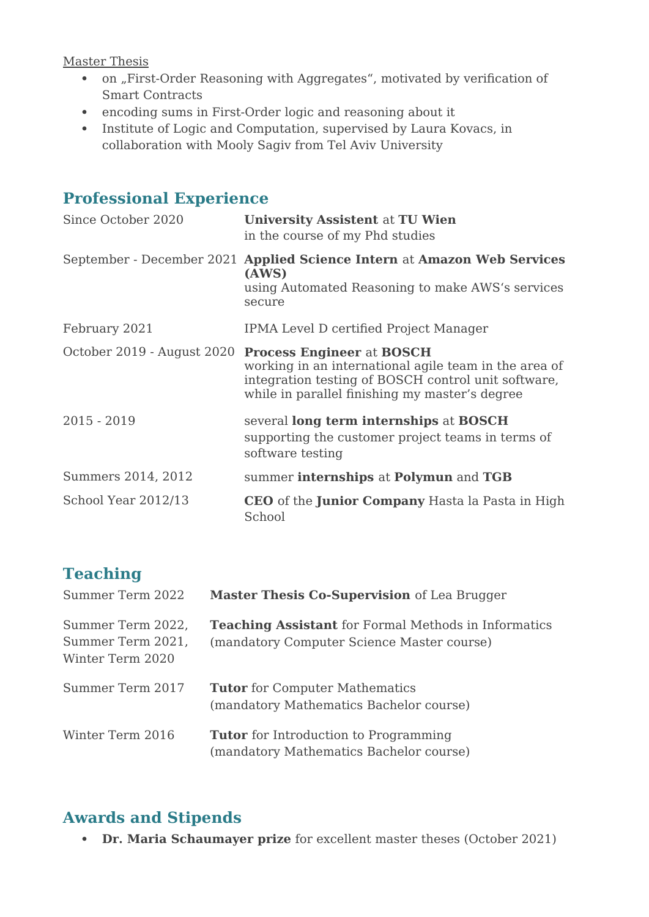<u>Master Thesis</u>

- on „First-Order Reasoning with Aggregates“, motivated by verification of Smart Contracts
- encoding sums in First-Order logic and reasoning about it
- Institute of Logic and Computation, supervised by Laura Kovacs, in collaboration with Mooly Sagiv from Tel Aviv University

## Professional Experience

| | |
|---|---|
| Since October 2020 | **University Assistent** at **TU Wien**<br>in the course of my Phd studies |
| September - December 2021 | **Applied Science Intern** at **Amazon Web Services (AWS)**<br>using Automated Reasoning to make AWS's services secure |
| February 2021 | IPMA Level D certified Project Manager |
| October 2019 - August 2020 | **Process Engineer** at **BOSCH**<br>working in an international agile team in the area of integration testing of BOSCH control unit software, while in parallel finishing my master's degree |
| 2015 - 2019 | several **long term internships** at **BOSCH**<br>supporting the customer project teams in terms of software testing |
| Summers 2014, 2012 | summer **internships** at **Polymun** and **TGB** |
| School Year 2012/13 | **CEO** of the **Junior Company** Hasta la Pasta in High School |

## Teaching

| | |
|---|---|
| Summer Term 2022 | **Master Thesis Co-Supervision** of Lea Brugger |
| Summer Term 2022,<br>Summer Term 2021,<br>Winter Term 2020 | **Teaching Assistant** for Formal Methods in Informatics<br>(mandatory Computer Science Master course) |
| Summer Term 2017 | **Tutor** for Computer Mathematics<br>(mandatory Mathematics Bachelor course) |
| Winter Term 2016 | **Tutor** for Introduction to Programming<br>(mandatory Mathematics Bachelor course) |

## Awards and Stipends

- **Dr. Maria Schaumayer prize** for excellent master theses (October 2021)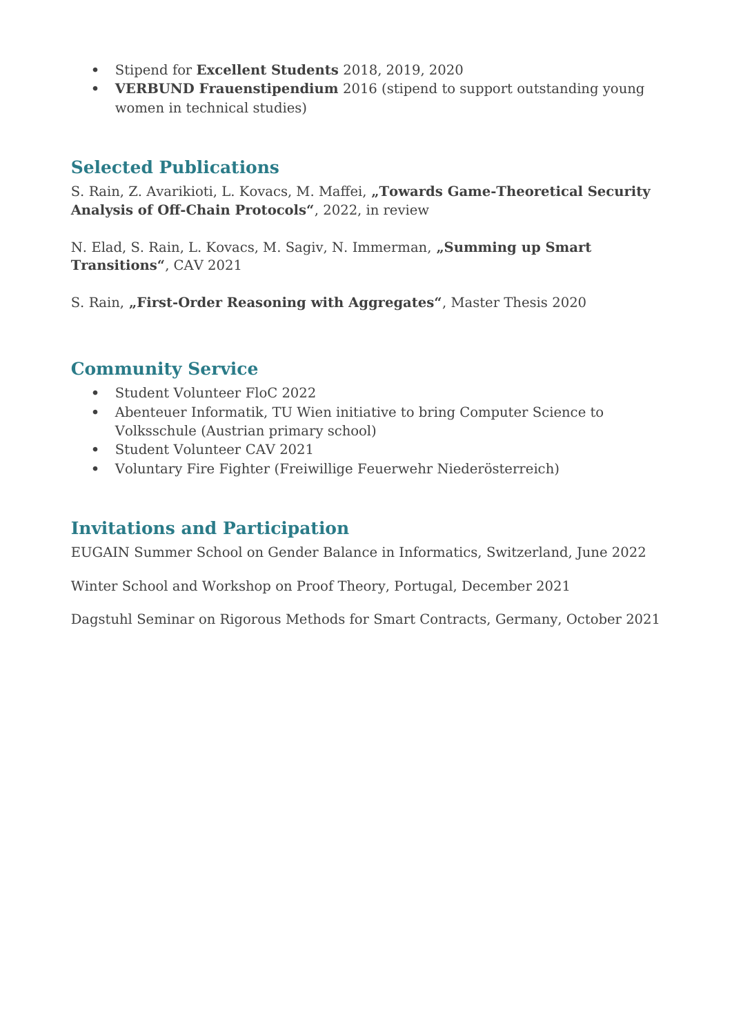- Stipend for **Excellent Students** 2018, 2019, 2020
- **VERBUND Frauenstipendium** 2016 (stipend to support outstanding young women in technical studies)

## Selected Publications

S. Rain, Z. Avarikioti, L. Kovacs, M. Maffei, **„Towards Game-Theoretical Security Analysis of Off-Chain Protocols"**, 2022, in review

N. Elad, S. Rain, L. Kovacs, M. Sagiv, N. Immerman, **„Summing up Smart Transitions"**, CAV 2021

S. Rain, **„First-Order Reasoning with Aggregates"**, Master Thesis 2020

## Community Service

- Student Volunteer FloC 2022
- Abenteuer Informatik, TU Wien initiative to bring Computer Science to Volksschule (Austrian primary school)
- Student Volunteer CAV 2021
- Voluntary Fire Fighter (Freiwillige Feuerwehr Niederösterreich)

## Invitations and Participation

EUGAIN Summer School on Gender Balance in Informatics, Switzerland, June 2022

Winter School and Workshop on Proof Theory, Portugal, December 2021

Dagstuhl Seminar on Rigorous Methods for Smart Contracts, Germany, October 2021